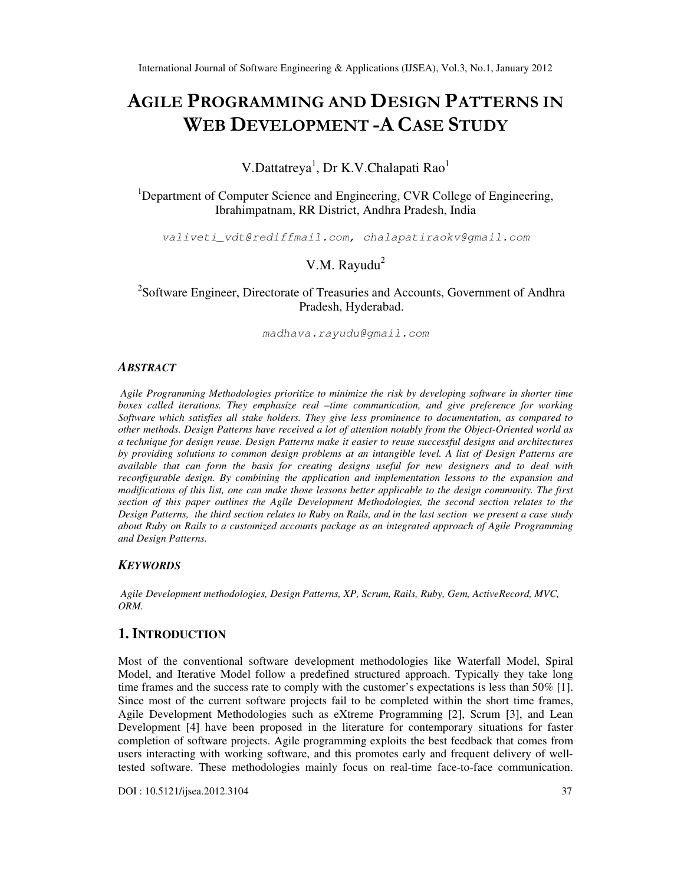// NOTE: I'll skip the running journal header and the page number footer, but keep the title, authors, abstract, keywords and intro as the document body.
# AGILE PROGRAMMING AND DESIGN PATTERNS IN WEB DEVELOPMENT -A CASE STUDY

V.Dattatreya[1], Dr K.V.Chalapati Rao[1]

[1]Department of Computer Science and Engineering, CVR College of Engineering, Ibrahimpatnam, RR District, Andhra Pradesh, India

valiveti_vdt@rediffmail.com, chalapatiraokv@gmail.com

V.M. Rayudu[2]

[2]Software Engineer, Directorate of Treasuries and Accounts, Government of Andhra Pradesh, Hyderabad.

madhava.rayudu@gmail.com

### *ABSTRACT*

*Agile Programming Methodologies prioritize to minimize the risk by developing software in shorter time boxes called iterations. They emphasize real –time communication, and give preference for working Software which satisfies all stake holders. They give less prominence to documentation, as compared to other methods. Design Patterns have received a lot of attention notably from the Object-Oriented world as a technique for design reuse. Design Patterns make it easier to reuse successful designs and architectures by providing solutions to common design problems at an intangible level. A list of Design Patterns are available that can form the basis for creating designs useful for new designers and to deal with reconfigurable design. By combining the application and implementation lessons to the expansion and modifications of this list, one can make those lessons better applicable to the design community. The first section of this paper outlines the Agile Development Methodologies, the second section relates to the Design Patterns, the third section relates to Ruby on Rails, and in the last section we present a case study about Ruby on Rails to a customized accounts package as an integrated approach of Agile Programming and Design Patterns.*

### *KEYWORDS*

*Agile Development methodologies, Design Patterns, XP, Scrum, Rails, Ruby, Gem, ActiveRecord, MVC, ORM.*

## 1. INTRODUCTION

Most of the conventional software development methodologies like Waterfall Model, Spiral Model, and Iterative Model follow a predefined structured approach. Typically they take long time frames and the success rate to comply with the customer's expectations is less than 50% [1]. Since most of the current software projects fail to be completed within the short time frames, Agile Development Methodologies such as eXtreme Programming [2], Scrum [3], and Lean Development [4] have been proposed in the literature for contemporary situations for faster completion of software projects. Agile programming exploits the best feedback that comes from users interacting with working software, and this promotes early and frequent delivery of well-tested software. These methodologies mainly focus on real-time face-to-face communication.

DOI : 10.5121/ijsea.2012.3104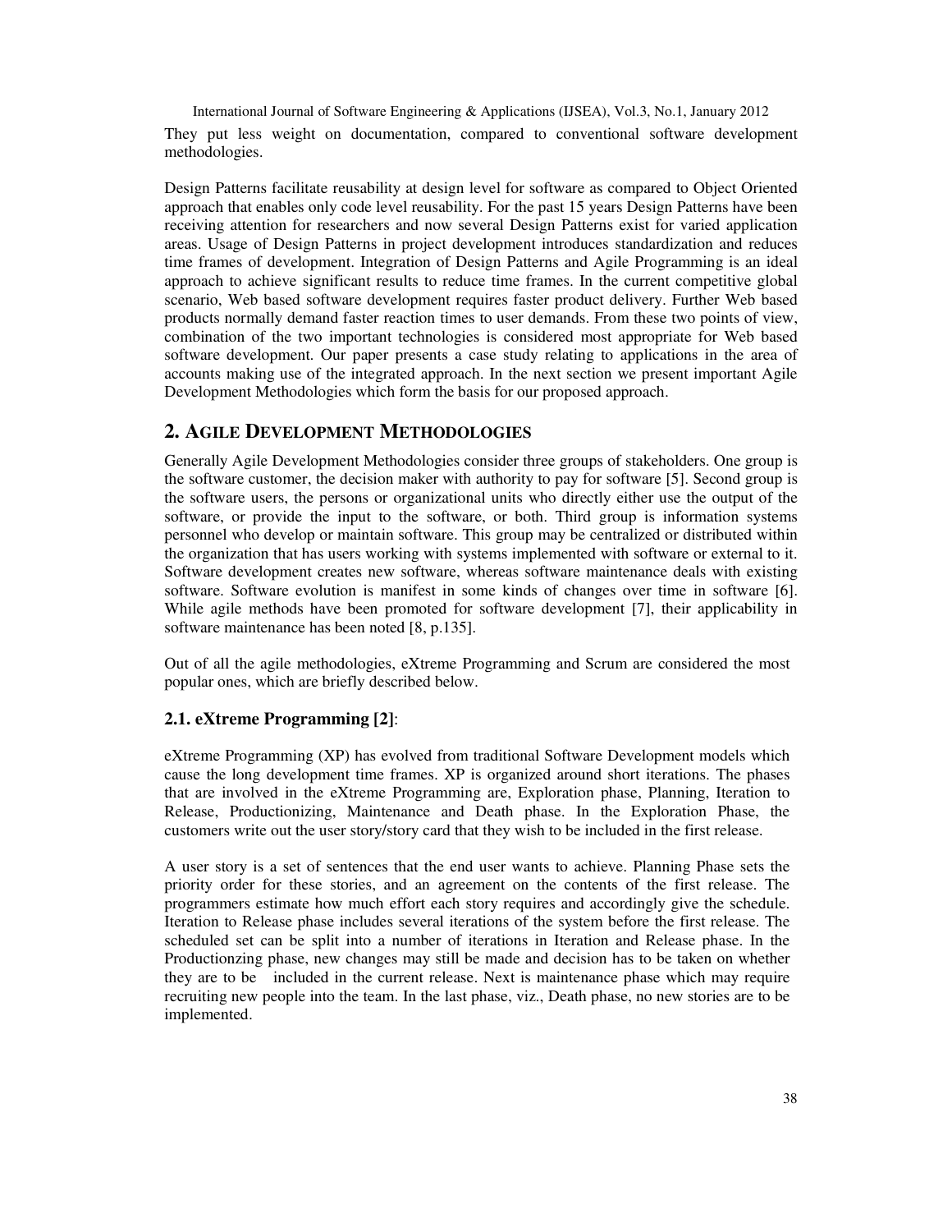They put less weight on documentation, compared to conventional software development methodologies.

Design Patterns facilitate reusability at design level for software as compared to Object Oriented approach that enables only code level reusability. For the past 15 years Design Patterns have been receiving attention for researchers and now several Design Patterns exist for varied application areas. Usage of Design Patterns in project development introduces standardization and reduces time frames of development. Integration of Design Patterns and Agile Programming is an ideal approach to achieve significant results to reduce time frames. In the current competitive global scenario, Web based software development requires faster product delivery. Further Web based products normally demand faster reaction times to user demands. From these two points of view, combination of the two important technologies is considered most appropriate for Web based software development. Our paper presents a case study relating to applications in the area of accounts making use of the integrated approach. In the next section we present important Agile Development Methodologies which form the basis for our proposed approach.

## 2. AGILE DEVELOPMENT METHODOLOGIES

Generally Agile Development Methodologies consider three groups of stakeholders. One group is the software customer, the decision maker with authority to pay for software [5]. Second group is the software users, the persons or organizational units who directly either use the output of the software, or provide the input to the software, or both. Third group is information systems personnel who develop or maintain software. This group may be centralized or distributed within the organization that has users working with systems implemented with software or external to it. Software development creates new software, whereas software maintenance deals with existing software. Software evolution is manifest in some kinds of changes over time in software [6]. While agile methods have been promoted for software development [7], their applicability in software maintenance has been noted [8, p.135].

Out of all the agile methodologies, eXtreme Programming and Scrum are considered the most popular ones, which are briefly described below.

### 2.1. eXtreme Programming [2]:

eXtreme Programming (XP) has evolved from traditional Software Development models which cause the long development time frames. XP is organized around short iterations. The phases that are involved in the eXtreme Programming are, Exploration phase, Planning, Iteration to Release, Productionizing, Maintenance and Death phase. In the Exploration Phase, the customers write out the user story/story card that they wish to be included in the first release.

A user story is a set of sentences that the end user wants to achieve. Planning Phase sets the priority order for these stories, and an agreement on the contents of the first release. The programmers estimate how much effort each story requires and accordingly give the schedule. Iteration to Release phase includes several iterations of the system before the first release. The scheduled set can be split into a number of iterations in Iteration and Release phase. In the Productionzing phase, new changes may still be made and decision has to be taken on whether they are to be included in the current release. Next is maintenance phase which may require recruiting new people into the team. In the last phase, viz., Death phase, no new stories are to be implemented.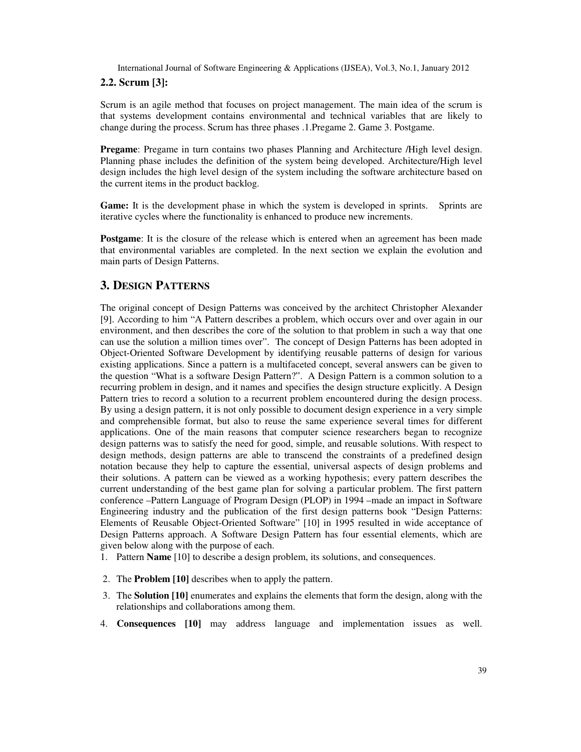### 2.2. Scrum [3]:

Scrum is an agile method that focuses on project management. The main idea of the scrum is that systems development contains environmental and technical variables that are likely to change during the process. Scrum has three phases .1.Pregame 2. Game 3. Postgame.

**Pregame**: Pregame in turn contains two phases Planning and Architecture /High level design. Planning phase includes the definition of the system being developed. Architecture/High level design includes the high level design of the system including the software architecture based on the current items in the product backlog.

**Game:** It is the development phase in which the system is developed in sprints. Sprints are iterative cycles where the functionality is enhanced to produce new increments.

**Postgame**: It is the closure of the release which is entered when an agreement has been made that environmental variables are completed. In the next section we explain the evolution and main parts of Design Patterns.

## 3. DESIGN PATTERNS

The original concept of Design Patterns was conceived by the architect Christopher Alexander [9]. According to him "A Pattern describes a problem, which occurs over and over again in our environment, and then describes the core of the solution to that problem in such a way that one can use the solution a million times over". The concept of Design Patterns has been adopted in Object-Oriented Software Development by identifying reusable patterns of design for various existing applications. Since a pattern is a multifaceted concept, several answers can be given to the question "What is a software Design Pattern?". A Design Pattern is a common solution to a recurring problem in design, and it names and specifies the design structure explicitly. A Design Pattern tries to record a solution to a recurrent problem encountered during the design process. By using a design pattern, it is not only possible to document design experience in a very simple and comprehensible format, but also to reuse the same experience several times for different applications. One of the main reasons that computer science researchers began to recognize design patterns was to satisfy the need for good, simple, and reusable solutions. With respect to design methods, design patterns are able to transcend the constraints of a predefined design notation because they help to capture the essential, universal aspects of design problems and their solutions. A pattern can be viewed as a working hypothesis; every pattern describes the current understanding of the best game plan for solving a particular problem. The first pattern conference –Pattern Language of Program Design (PLOP) in 1994 –made an impact in Software Engineering industry and the publication of the first design patterns book "Design Patterns: Elements of Reusable Object-Oriented Software" [10] in 1995 resulted in wide acceptance of Design Patterns approach. A Software Design Pattern has four essential elements, which are given below along with the purpose of each.

1. Pattern **Name** [10] to describe a design problem, its solutions, and consequences.
2. The **Problem [10]** describes when to apply the pattern.
3. The **Solution [10]** enumerates and explains the elements that form the design, along with the relationships and collaborations among them.
4. **Consequences [10]** may address language and implementation issues as well.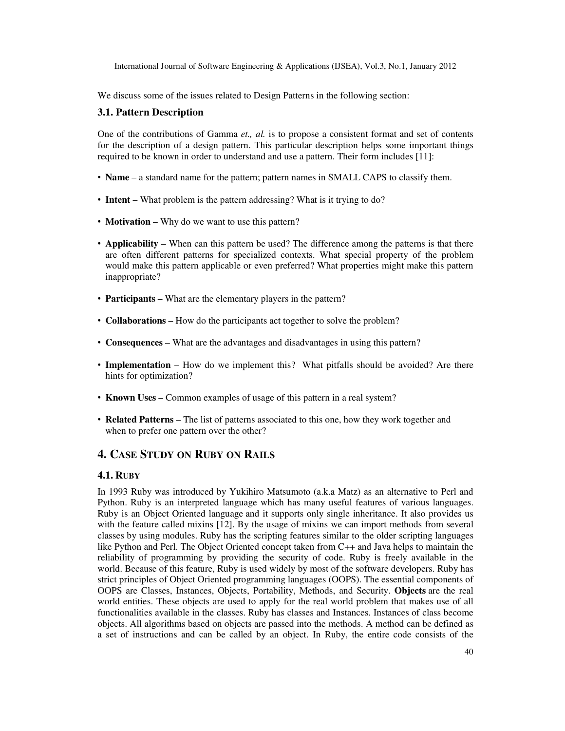We discuss some of the issues related to Design Patterns in the following section:

### 3.1. Pattern Description

One of the contributions of Gamma *et., al.* is to propose a consistent format and set of contents for the description of a design pattern. This particular description helps some important things required to be known in order to understand and use a pattern. Their form includes [11]:

- **Name** – a standard name for the pattern; pattern names in SMALL CAPS to classify them.
- **Intent** – What problem is the pattern addressing? What is it trying to do?
- **Motivation** – Why do we want to use this pattern?
- **Applicability** – When can this pattern be used? The difference among the patterns is that there are often different patterns for specialized contexts. What special property of the problem would make this pattern applicable or even preferred? What properties might make this pattern inappropriate?
- **Participants** – What are the elementary players in the pattern?
- **Collaborations** – How do the participants act together to solve the problem?
- **Consequences** – What are the advantages and disadvantages in using this pattern?
- **Implementation** – How do we implement this? What pitfalls should be avoided? Are there hints for optimization?
- **Known Uses** – Common examples of usage of this pattern in a real system?
- **Related Patterns** – The list of patterns associated to this one, how they work together and when to prefer one pattern over the other?

## 4. CASE STUDY ON RUBY ON RAILS

### 4.1. RUBY

In 1993 Ruby was introduced by Yukihiro Matsumoto (a.k.a Matz) as an alternative to Perl and Python. Ruby is an interpreted language which has many useful features of various languages. Ruby is an Object Oriented language and it supports only single inheritance. It also provides us with the feature called mixins [12]. By the usage of mixins we can import methods from several classes by using modules. Ruby has the scripting features similar to the older scripting languages like Python and Perl. The Object Oriented concept taken from C++ and Java helps to maintain the reliability of programming by providing the security of code. Ruby is freely available in the world. Because of this feature, Ruby is used widely by most of the software developers. Ruby has strict principles of Object Oriented programming languages (OOPS). The essential components of OOPS are Classes, Instances, Objects, Portability, Methods, and Security. **Objects** are the real world entities. These objects are used to apply for the real world problem that makes use of all functionalities available in the classes. Ruby has classes and Instances. Instances of class become objects. All algorithms based on objects are passed into the methods. A method can be defined as a set of instructions and can be called by an object. In Ruby, the entire code consists of the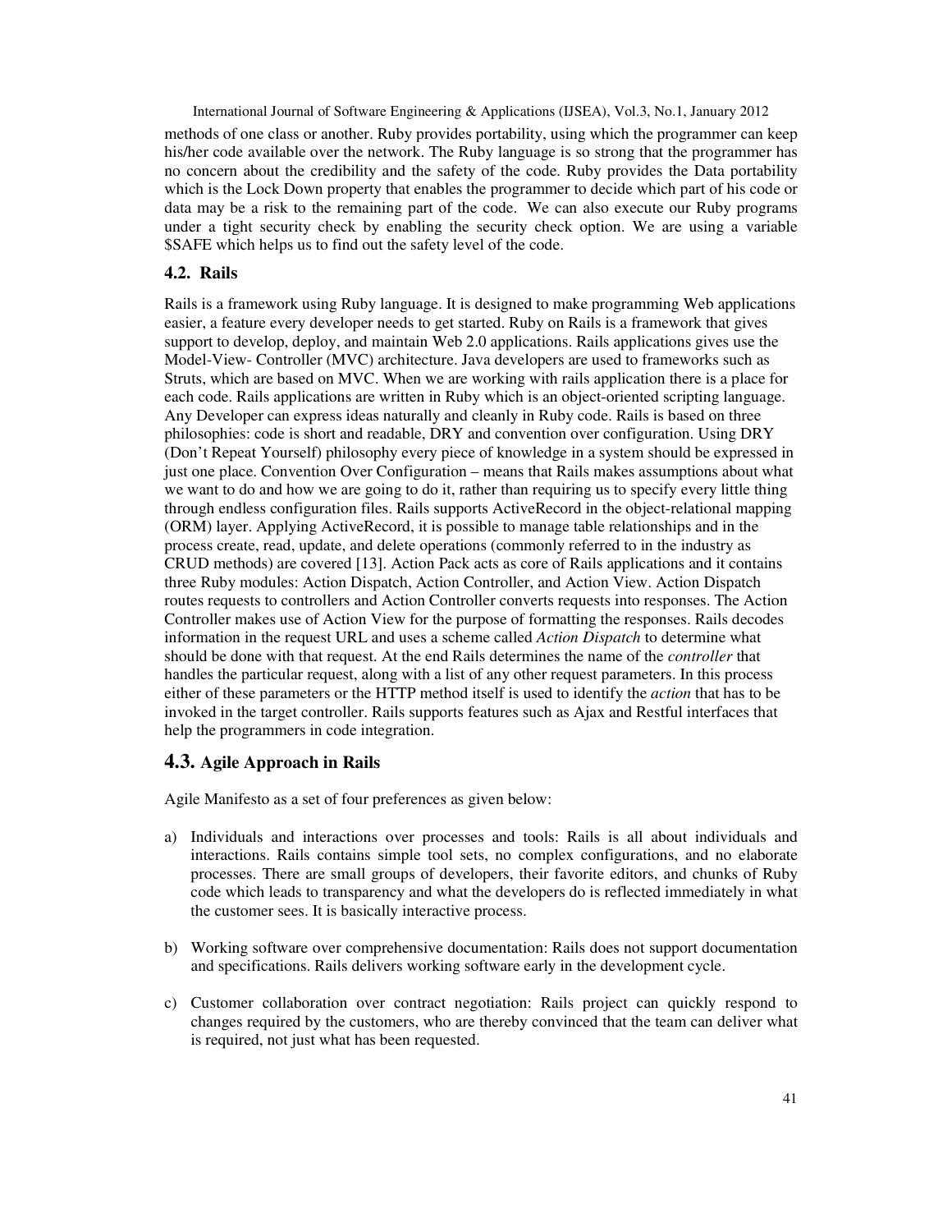methods of one class or another. Ruby provides portability, using which the programmer can keep his/her code available over the network. The Ruby language is so strong that the programmer has no concern about the credibility and the safety of the code. Ruby provides the Data portability which is the Lock Down property that enables the programmer to decide which part of his code or data may be a risk to the remaining part of the code. We can also execute our Ruby programs under a tight security check by enabling the security check option. We are using a variable $SAFE which helps us to find out the safety level of the code.

### 4.2. Rails

Rails is a framework using Ruby language. It is designed to make programming Web applications easier, a feature every developer needs to get started. Ruby on Rails is a framework that gives support to develop, deploy, and maintain Web 2.0 applications. Rails applications gives use the Model-View- Controller (MVC) architecture. Java developers are used to frameworks such as Struts, which are based on MVC. When we are working with rails application there is a place for each code. Rails applications are written in Ruby which is an object-oriented scripting language. Any Developer can express ideas naturally and cleanly in Ruby code. Rails is based on three philosophies: code is short and readable, DRY and convention over configuration. Using DRY (Don't Repeat Yourself) philosophy every piece of knowledge in a system should be expressed in just one place. Convention Over Configuration – means that Rails makes assumptions about what we want to do and how we are going to do it, rather than requiring us to specify every little thing through endless configuration files. Rails supports ActiveRecord in the object-relational mapping (ORM) layer. Applying ActiveRecord, it is possible to manage table relationships and in the process create, read, update, and delete operations (commonly referred to in the industry as CRUD methods) are covered [13]. Action Pack acts as core of Rails applications and it contains three Ruby modules: Action Dispatch, Action Controller, and Action View. Action Dispatch routes requests to controllers and Action Controller converts requests into responses. The Action Controller makes use of Action View for the purpose of formatting the responses. Rails decodes information in the request URL and uses a scheme called *Action Dispatch* to determine what should be done with that request. At the end Rails determines the name of the *controller* that handles the particular request, along with a list of any other request parameters. In this process either of these parameters or the HTTP method itself is used to identify the *action* that has to be invoked in the target controller. Rails supports features such as Ajax and Restful interfaces that help the programmers in code integration.

### 4.3. Agile Approach in Rails

Agile Manifesto as a set of four preferences as given below:

a) Individuals and interactions over processes and tools: Rails is all about individuals and interactions. Rails contains simple tool sets, no complex configurations, and no elaborate processes. There are small groups of developers, their favorite editors, and chunks of Ruby code which leads to transparency and what the developers do is reflected immediately in what the customer sees. It is basically interactive process.

b) Working software over comprehensive documentation: Rails does not support documentation and specifications. Rails delivers working software early in the development cycle.

c) Customer collaboration over contract negotiation: Rails project can quickly respond to changes required by the customers, who are thereby convinced that the team can deliver what is required, not just what has been requested.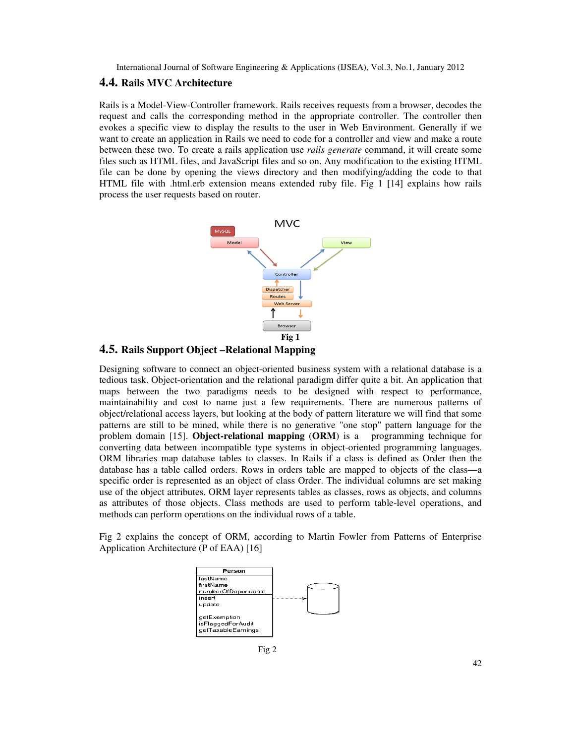## 4.4. Rails MVC Architecture

Rails is a Model-View-Controller framework. Rails receives requests from a browser, decodes the request and calls the corresponding method in the appropriate controller. The controller then evokes a specific view to display the results to the user in Web Environment. Generally if we want to create an application in Rails we need to code for a controller and view and make a route between these two. To create a rails application use *rails generate* command, it will create some files such as HTML files, and JavaScript files and so on. Any modification to the existing HTML file can be done by opening the views directory and then modifying/adding the code to that HTML file with .html.erb extension means extended ruby file. Fig 1 [14] explains how rails process the user requests based on router.

MVC

MySQL

Model

View

Controller

Dispatcher

Routes

Web Server

Browser

**Fig 1**

## 4.5. Rails Support Object –Relational Mapping

Designing software to connect an object-oriented business system with a relational database is a tedious task. Object-orientation and the relational paradigm differ quite a bit. An application that maps between the two paradigms needs to be designed with respect to performance, maintainability and cost to name just a few requirements. There are numerous patterns of object/relational access layers, but looking at the body of pattern literature we will find that some patterns are still to be mined, while there is no generative "one stop" pattern language for the problem domain [15]. **Object-relational mapping** (**ORM**) is a programming technique for converting data between incompatible type systems in object-oriented programming languages. ORM libraries map database tables to classes. In Rails if a class is defined as Order then the database has a table called orders. Rows in orders table are mapped to objects of the class—a specific order is represented as an object of class Order. The individual columns are set making use of the object attributes. ORM layer represents tables as classes, rows as objects, and columns as attributes of those objects. Class methods are used to perform table-level operations, and methods can perform operations on the individual rows of a table.

Fig 2 explains the concept of ORM, according to Martin Fowler from Patterns of Enterprise Application Architecture (P of EAA) [16]

Person

lastName
firstName
numberOfDependents

insert
update

getExemption
isFlaggedForAudit
getTaxableEarnings

Fig 2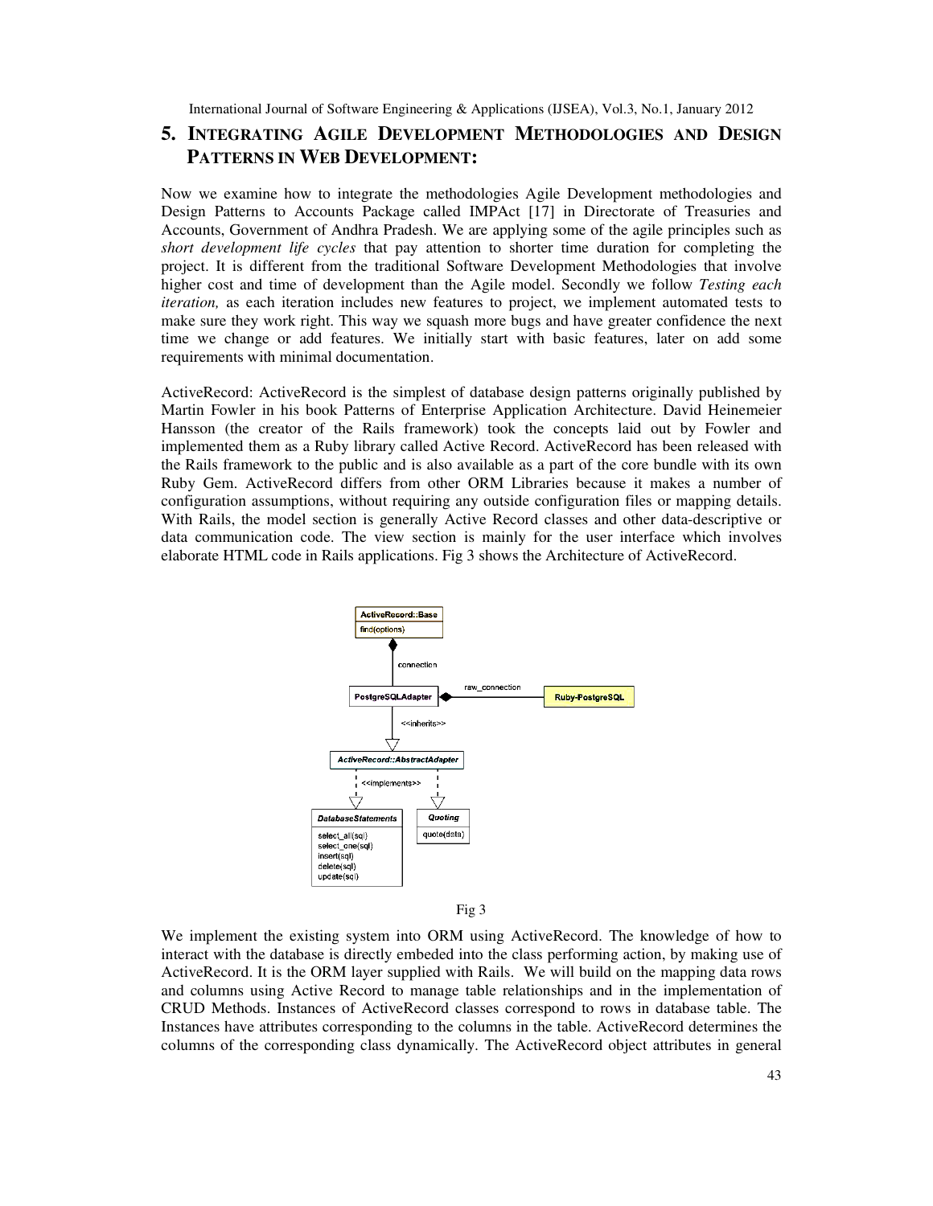## 5. INTEGRATING AGILE DEVELOPMENT METHODOLOGIES AND DESIGN PATTERNS IN WEB DEVELOPMENT:

Now we examine how to integrate the methodologies Agile Development methodologies and Design Patterns to Accounts Package called IMPAct [17] in Directorate of Treasuries and Accounts, Government of Andhra Pradesh. We are applying some of the agile principles such as *short development life cycles* that pay attention to shorter time duration for completing the project. It is different from the traditional Software Development Methodologies that involve higher cost and time of development than the Agile model. Secondly we follow *Testing each iteration,* as each iteration includes new features to project, we implement automated tests to make sure they work right. This way we squash more bugs and have greater confidence the next time we change or add features. We initially start with basic features, later on add some requirements with minimal documentation.

ActiveRecord: ActiveRecord is the simplest of database design patterns originally published by Martin Fowler in his book Patterns of Enterprise Application Architecture. David Heinemeier Hansson (the creator of the Rails framework) took the concepts laid out by Fowler and implemented them as a Ruby library called Active Record. ActiveRecord has been released with the Rails framework to the public and is also available as a part of the core bundle with its own Ruby Gem. ActiveRecord differs from other ORM Libraries because it makes a number of configuration assumptions, without requiring any outside configuration files or mapping details. With Rails, the model section is generally Active Record classes and other data-descriptive or data communication code. The view section is mainly for the user interface which involves elaborate HTML code in Rails applications. Fig 3 shows the Architecture of ActiveRecord.

ActiveRecord::Base
find(options)
connection
PostgreSQLAdapter
raw_connection
Ruby-PostgreSQL
<<inherits>>
ActiveRecord::AbstractAdapter
<<implements>>
DatabaseStatements
select_all(sql)
select_one(sql)
insert(sql)
delete(sql)
update(sql)
Quoting
quote(data)

Fig 3

We implement the existing system into ORM using ActiveRecord. The knowledge of how to interact with the database is directly embeded into the class performing action, by making use of ActiveRecord. It is the ORM layer supplied with Rails. We will build on the mapping data rows and columns using Active Record to manage table relationships and in the implementation of CRUD Methods. Instances of ActiveRecord classes correspond to rows in database table. The Instances have attributes corresponding to the columns in the table. ActiveRecord determines the columns of the corresponding class dynamically. The ActiveRecord object attributes in general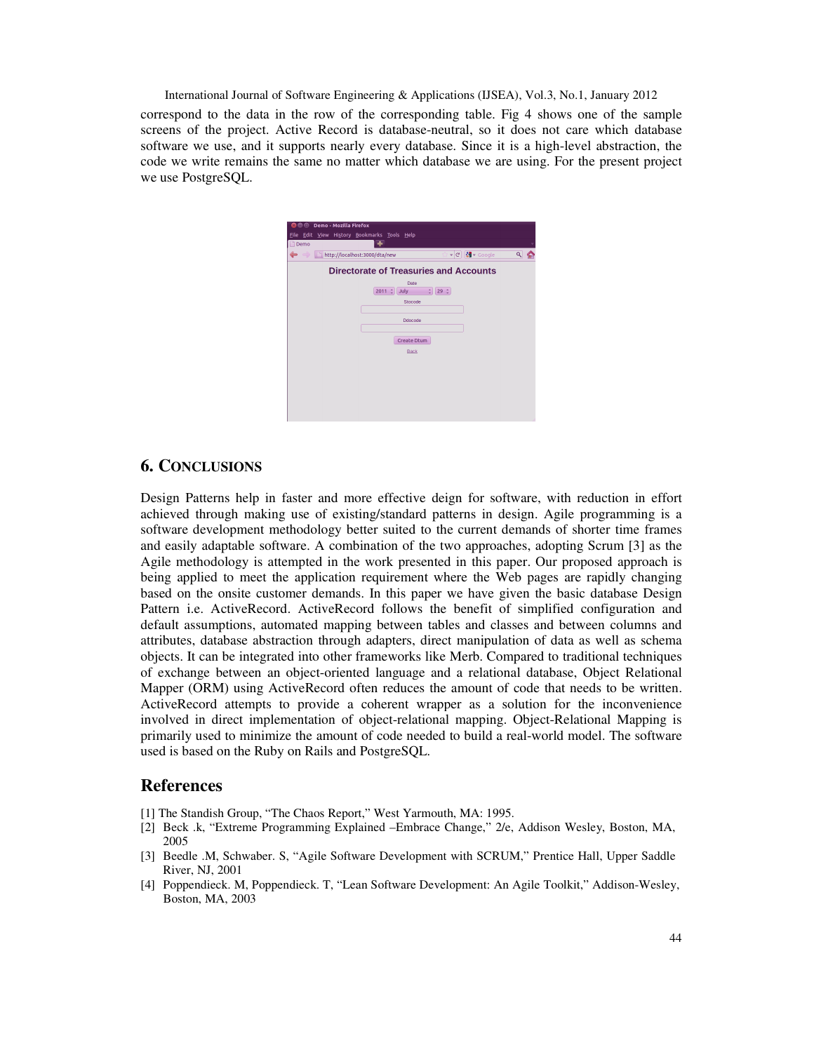correspond to the data in the row of the corresponding table. Fig 4 shows one of the sample screens of the project. Active Record is database-neutral, so it does not care which database software we use, and it supports nearly every database. Since it is a high-level abstraction, the code we write remains the same no matter which database we are using. For the present project we use PostgreSQL.

## 6. CONCLUSIONS

Design Patterns help in faster and more effective deign for software, with reduction in effort achieved through making use of existing/standard patterns in design. Agile programming is a software development methodology better suited to the current demands of shorter time frames and easily adaptable software. A combination of the two approaches, adopting Scrum [3] as the Agile methodology is attempted in the work presented in this paper. Our proposed approach is being applied to meet the application requirement where the Web pages are rapidly changing based on the onsite customer demands. In this paper we have given the basic database Design Pattern i.e. ActiveRecord. ActiveRecord follows the benefit of simplified configuration and default assumptions, automated mapping between tables and classes and between columns and attributes, database abstraction through adapters, direct manipulation of data as well as schema objects. It can be integrated into other frameworks like Merb. Compared to traditional techniques of exchange between an object-oriented language and a relational database, Object Relational Mapper (ORM) using ActiveRecord often reduces the amount of code that needs to be written. ActiveRecord attempts to provide a coherent wrapper as a solution for the inconvenience involved in direct implementation of object-relational mapping. Object-Relational Mapping is primarily used to minimize the amount of code needed to build a real-world model. The software used is based on the Ruby on Rails and PostgreSQL.

## References

[1] The Standish Group, "The Chaos Report," West Yarmouth, MA: 1995.

[2] Beck .k, "Extreme Programming Explained –Embrace Change," 2/e, Addison Wesley, Boston, MA, 2005

[3] Beedle .M, Schwaber. S, "Agile Software Development with SCRUM," Prentice Hall, Upper Saddle River, NJ, 2001

[4] Poppendieck. M, Poppendieck. T, "Lean Software Development: An Agile Toolkit," Addison-Wesley, Boston, MA, 2003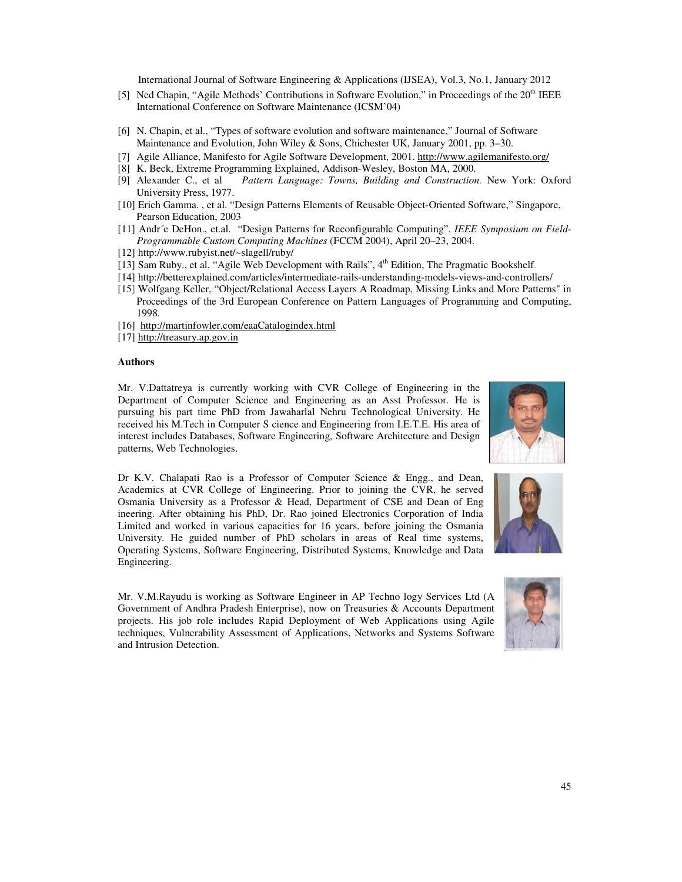[5] Ned Chapin, "Agile Methods' Contributions in Software Evolution," in Proceedings of the 20th IEEE International Conference on Software Maintenance (ICSM'04)

[6] N. Chapin, et al., "Types of software evolution and software maintenance," Journal of Software Maintenance and Evolution, John Wiley & Sons, Chichester UK, January 2001, pp. 3–30.

[7] Agile Alliance, Manifesto for Agile Software Development, 2001. http://www.agilemanifesto.org/

[8] K. Beck, Extreme Programming Explained, Addison-Wesley, Boston MA, 2000.

[9] Alexander C., et al *Pattern Language: Towns, Building and Construction.* New York: Oxford University Press, 1977.

[10] Erich Gamma. , et al. "Design Patterns Elements of Reusable Object-Oriented Software," Singapore, Pearson Education, 2003

[11] Andr´e DeHon., et.al. "Design Patterns for Reconfigurable Computing". *IEEE Symposium on Field-Programmable Custom Computing Machines* (FCCM 2004), April 20–23, 2004.

[12] http://www.rubyist.net/~slagell/ruby/

[13] Sam Ruby., et al. "Agile Web Development with Rails", 4th Edition, The Pragmatic Bookshelf.

[14] http://betterexplained.com/articles/intermediate-rails-understanding-models-views-and-controllers/

[15] Wolfgang Keller, "Object/Relational Access Layers A Roadmap, Missing Links and More Patterns" in Proceedings of the 3rd European Conference on Pattern Languages of Programming and Computing, 1998.

[16] http://martinfowler.com/eaaCatalogindex.html

[17] http://treasury.ap.gov.in

**Authors**

Mr. V.Dattatreya is currently working with CVR College of Engineering in the Department of Computer Science and Engineering as an Asst Professor. He is pursuing his part time PhD from Jawaharlal Nehru Technological University. He received his M.Tech in Computer S cience and Engineering from I.E.T.E. His area of interest includes Databases, Software Engineering, Software Architecture and Design patterns, Web Technologies.

Dr K.V. Chalapati Rao is a Professor of Computer Science & Engg., and Dean, Academics at CVR College of Engineering. Prior to joining the CVR, he served Osmania University as a Professor & Head, Department of CSE and Dean of Eng ineering. After obtaining his PhD, Dr. Rao joined Electronics Corporation of India Limited and worked in various capacities for 16 years, before joining the Osmania University. He guided number of PhD scholars in areas of Real time systems, Operating Systems, Software Engineering, Distributed Systems, Knowledge and Data Engineering.

Mr. V.M.Rayudu is working as Software Engineer in AP Techno logy Services Ltd (A Government of Andhra Pradesh Enterprise), now on Treasuries & Accounts Department projects. His job role includes Rapid Deployment of Web Applications using Agile techniques, Vulnerability Assessment of Applications, Networks and Systems Software and Intrusion Detection.